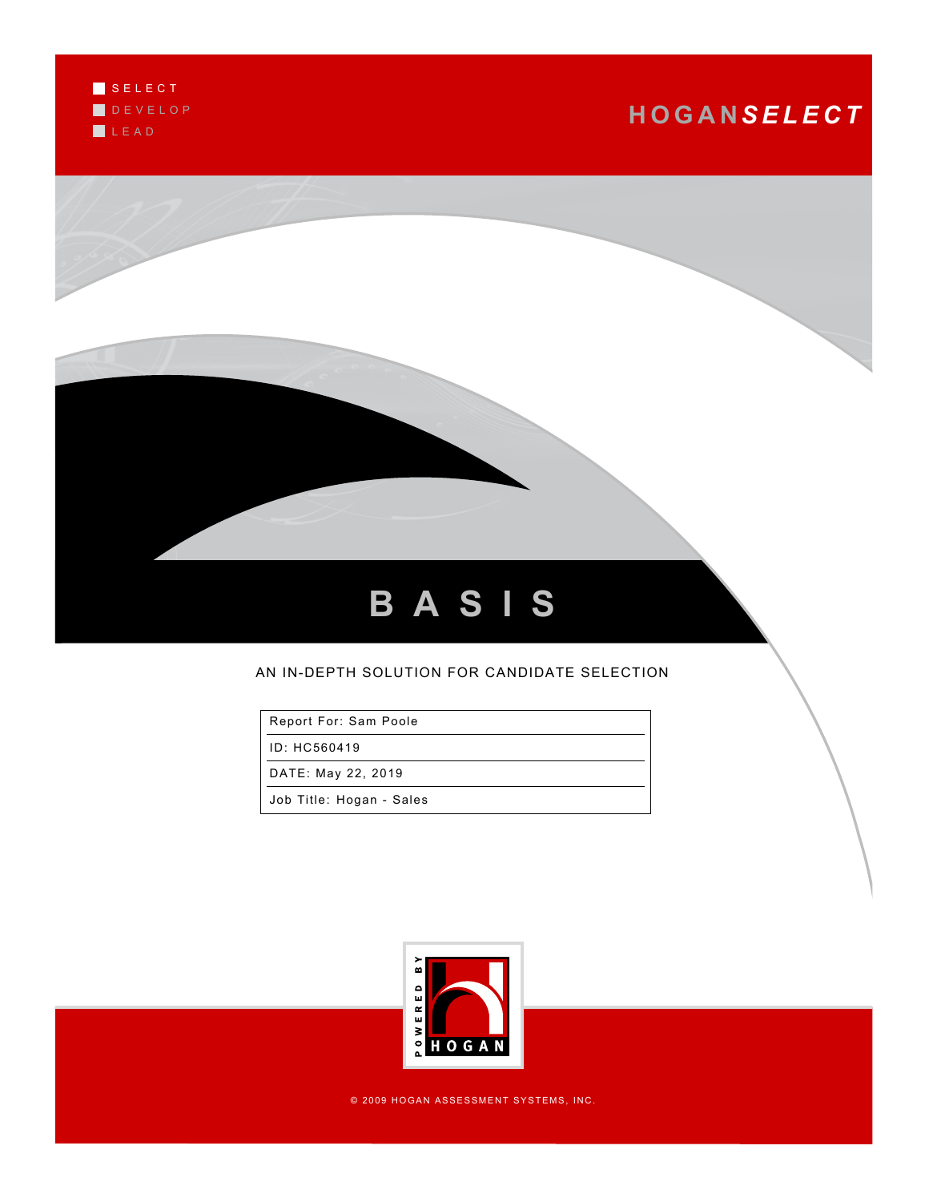SELECT
DEVELOP
LEAD

# HOGAN*SELECT*

# BASIS

AN IN-DEPTH SOLUTION FOR CANDIDATE SELECTION

| Report For: Sam Poole |
|---|
| ID: HC560419 |
| DATE: May 22, 2019 |
| Job Title: Hogan - Sales |

POWERED BY HOGAN

© 2009 HOGAN ASSESSMENT SYSTEMS, INC.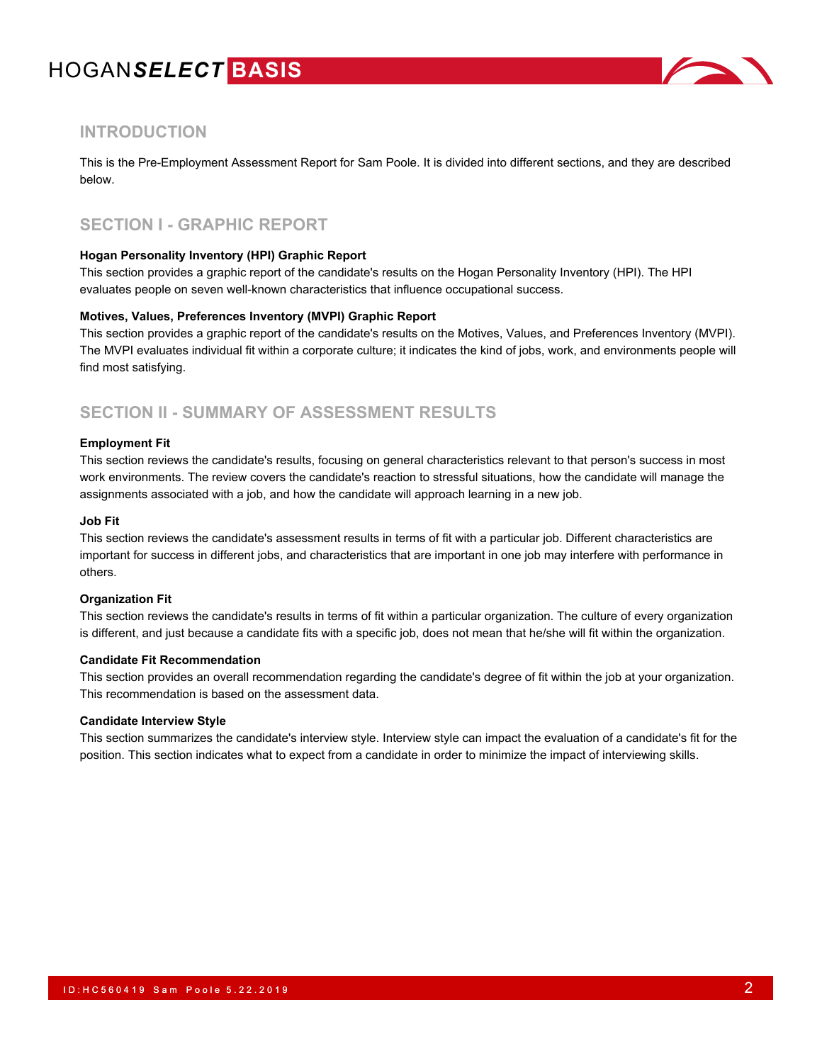## INTRODUCTION

This is the Pre-Employment Assessment Report for Sam Poole. It is divided into different sections, and they are described below.

## SECTION I - GRAPHIC REPORT

**Hogan Personality Inventory (HPI) Graphic Report**

This section provides a graphic report of the candidate's results on the Hogan Personality Inventory (HPI). The HPI evaluates people on seven well-known characteristics that influence occupational success.

**Motives, Values, Preferences Inventory (MVPI) Graphic Report**

This section provides a graphic report of the candidate's results on the Motives, Values, and Preferences Inventory (MVPI). The MVPI evaluates individual fit within a corporate culture; it indicates the kind of jobs, work, and environments people will find most satisfying.

## SECTION II - SUMMARY OF ASSESSMENT RESULTS

**Employment Fit**

This section reviews the candidate's results, focusing on general characteristics relevant to that person's success in most work environments. The review covers the candidate's reaction to stressful situations, how the candidate will manage the assignments associated with a job, and how the candidate will approach learning in a new job.

**Job Fit**

This section reviews the candidate's assessment results in terms of fit with a particular job. Different characteristics are important for success in different jobs, and characteristics that are important in one job may interfere with performance in others.

**Organization Fit**

This section reviews the candidate's results in terms of fit within a particular organization. The culture of every organization is different, and just because a candidate fits with a specific job, does not mean that he/she will fit within the organization.

**Candidate Fit Recommendation**

This section provides an overall recommendation regarding the candidate's degree of fit within the job at your organization. This recommendation is based on the assessment data.

**Candidate Interview Style**

This section summarizes the candidate's interview style. Interview style can impact the evaluation of a candidate's fit for the position. This section indicates what to expect from a candidate in order to minimize the impact of interviewing skills.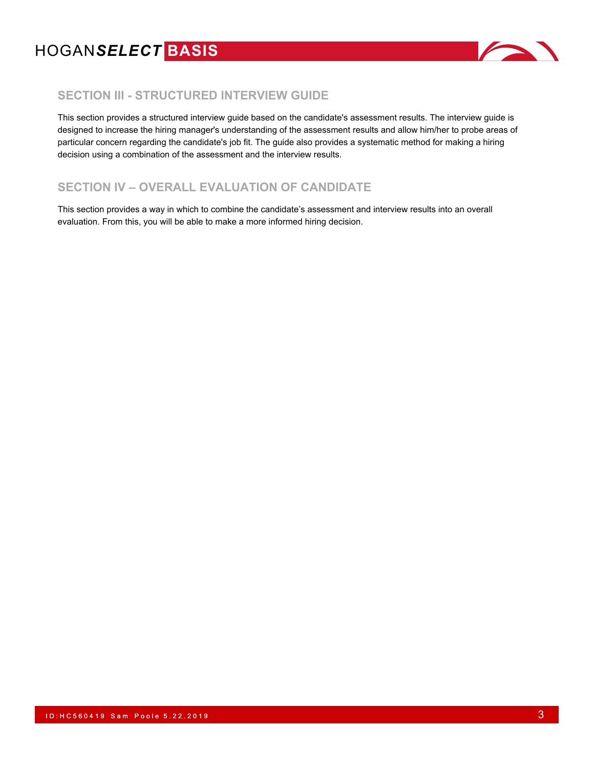## SECTION III - STRUCTURED INTERVIEW GUIDE

This section provides a structured interview guide based on the candidate's assessment results. The interview guide is designed to increase the hiring manager's understanding of the assessment results and allow him/her to probe areas of particular concern regarding the candidate's job fit. The guide also provides a systematic method for making a hiring decision using a combination of the assessment and the interview results.

## SECTION IV – OVERALL EVALUATION OF CANDIDATE

This section provides a way in which to combine the candidate's assessment and interview results into an overall evaluation. From this, you will be able to make a more informed hiring decision.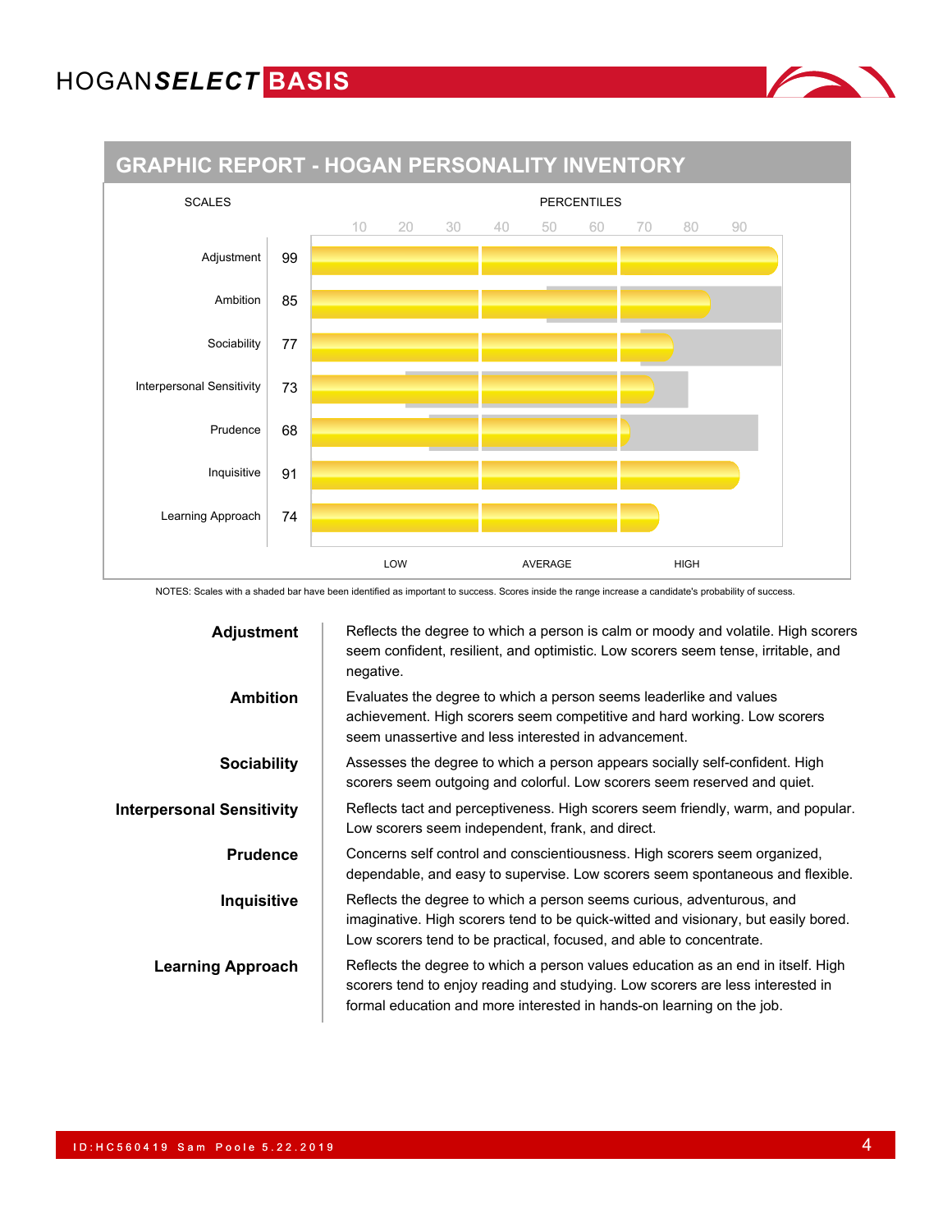## GRAPHIC REPORT - HOGAN PERSONALITY INVENTORY

| SCALES | PERCENTILES |
|---|---|
| Adjustment | 99 |
| Ambition | 85 |
| Sociability | 77 |
| Interpersonal Sensitivity | 73 |
| Prudence | 68 |
| Inquisitive | 91 |
| Learning Approach | 74 |

LOW — AVERAGE — HIGH

NOTES: Scales with a shaded bar have been identified as important to success. Scores inside the range increase a candidate's probability of success.

| | |
|---|---|
| **Adjustment** | Reflects the degree to which a person is calm or moody and volatile. High scorers seem confident, resilient, and optimistic. Low scorers seem tense, irritable, and negative. |
| **Ambition** | Evaluates the degree to which a person seems leaderlike and values achievement. High scorers seem competitive and hard working. Low scorers seem unassertive and less interested in advancement. |
| **Sociability** | Assesses the degree to which a person appears socially self-confident. High scorers seem outgoing and colorful. Low scorers seem reserved and quiet. |
| **Interpersonal Sensitivity** | Reflects tact and perceptiveness. High scorers seem friendly, warm, and popular. Low scorers seem independent, frank, and direct. |
| **Prudence** | Concerns self control and conscientiousness. High scorers seem organized, dependable, and easy to supervise. Low scorers seem spontaneous and flexible. |
| **Inquisitive** | Reflects the degree to which a person seems curious, adventurous, and imaginative. High scorers tend to be quick-witted and visionary, but easily bored. Low scorers tend to be practical, focused, and able to concentrate. |
| **Learning Approach** | Reflects the degree to which a person values education as an end in itself. High scorers tend to enjoy reading and studying. Low scorers are less interested in formal education and more interested in hands-on learning on the job. |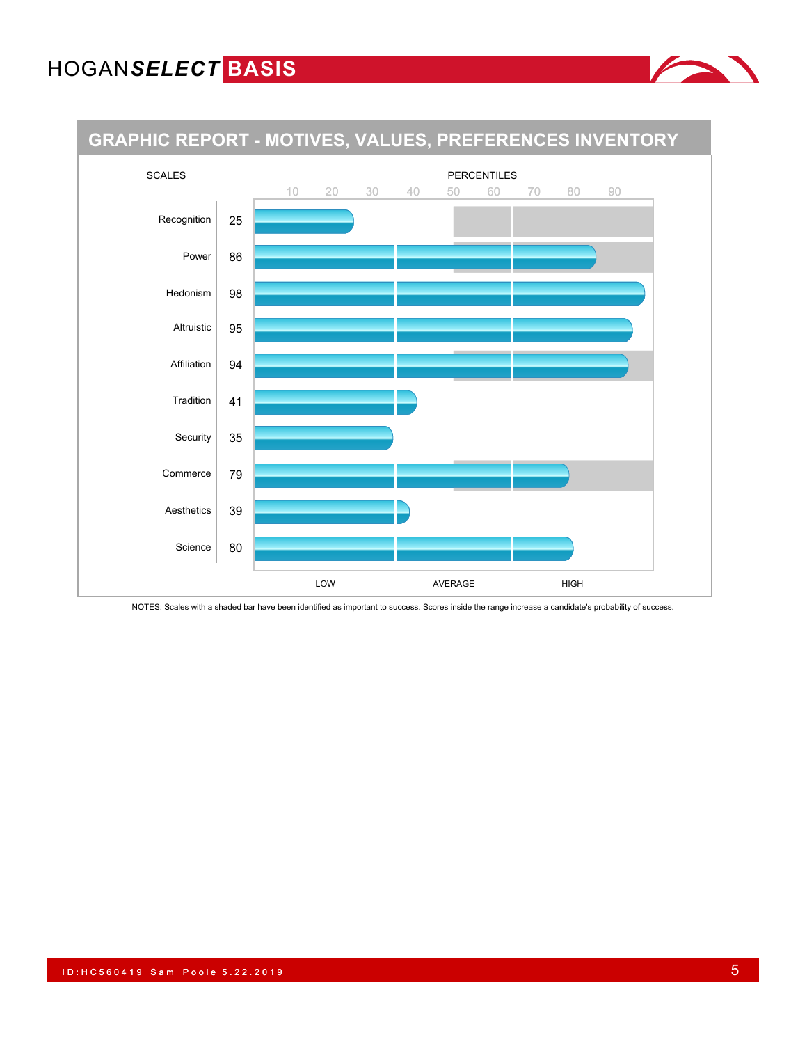## GRAPHIC REPORT - MOTIVES, VALUES, PREFERENCES INVENTORY

| SCALES | PERCENTILES |
|---|---|
| Recognition | 25 |
| Power | 86 |
| Hedonism | 98 |
| Altruistic | 95 |
| Affiliation | 94 |
| Tradition | 41 |
| Security | 35 |
| Commerce | 79 |
| Aesthetics | 39 |
| Science | 80 |

LOW — AVERAGE — HIGH

NOTES: Scales with a shaded bar have been identified as important to success. Scores inside the range increase a candidate's probability of success.

ID:HC560419 Sam Poole 5.22.2019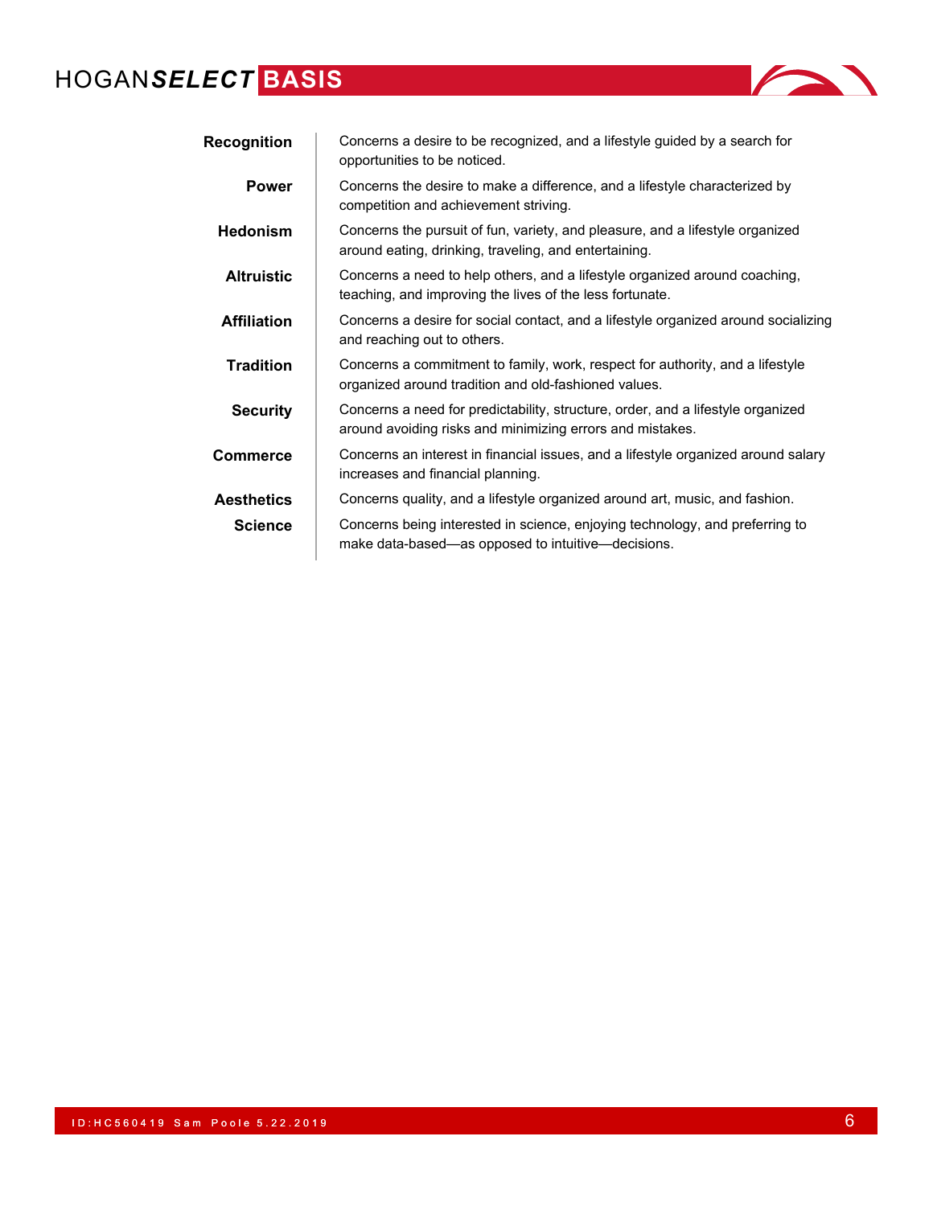**Recognition** — Concerns a desire to be recognized, and a lifestyle guided by a search for opportunities to be noticed.

**Power** — Concerns the desire to make a difference, and a lifestyle characterized by competition and achievement striving.

**Hedonism** — Concerns the pursuit of fun, variety, and pleasure, and a lifestyle organized around eating, drinking, traveling, and entertaining.

**Altruistic** — Concerns a need to help others, and a lifestyle organized around coaching, teaching, and improving the lives of the less fortunate.

**Affiliation** — Concerns a desire for social contact, and a lifestyle organized around socializing and reaching out to others.

**Tradition** — Concerns a commitment to family, work, respect for authority, and a lifestyle organized around tradition and old-fashioned values.

**Security** — Concerns a need for predictability, structure, order, and a lifestyle organized around avoiding risks and minimizing errors and mistakes.

**Commerce** — Concerns an interest in financial issues, and a lifestyle organized around salary increases and financial planning.

**Aesthetics** — Concerns quality, and a lifestyle organized around art, music, and fashion.

**Science** — Concerns being interested in science, enjoying technology, and preferring to make data-based—as opposed to intuitive—decisions.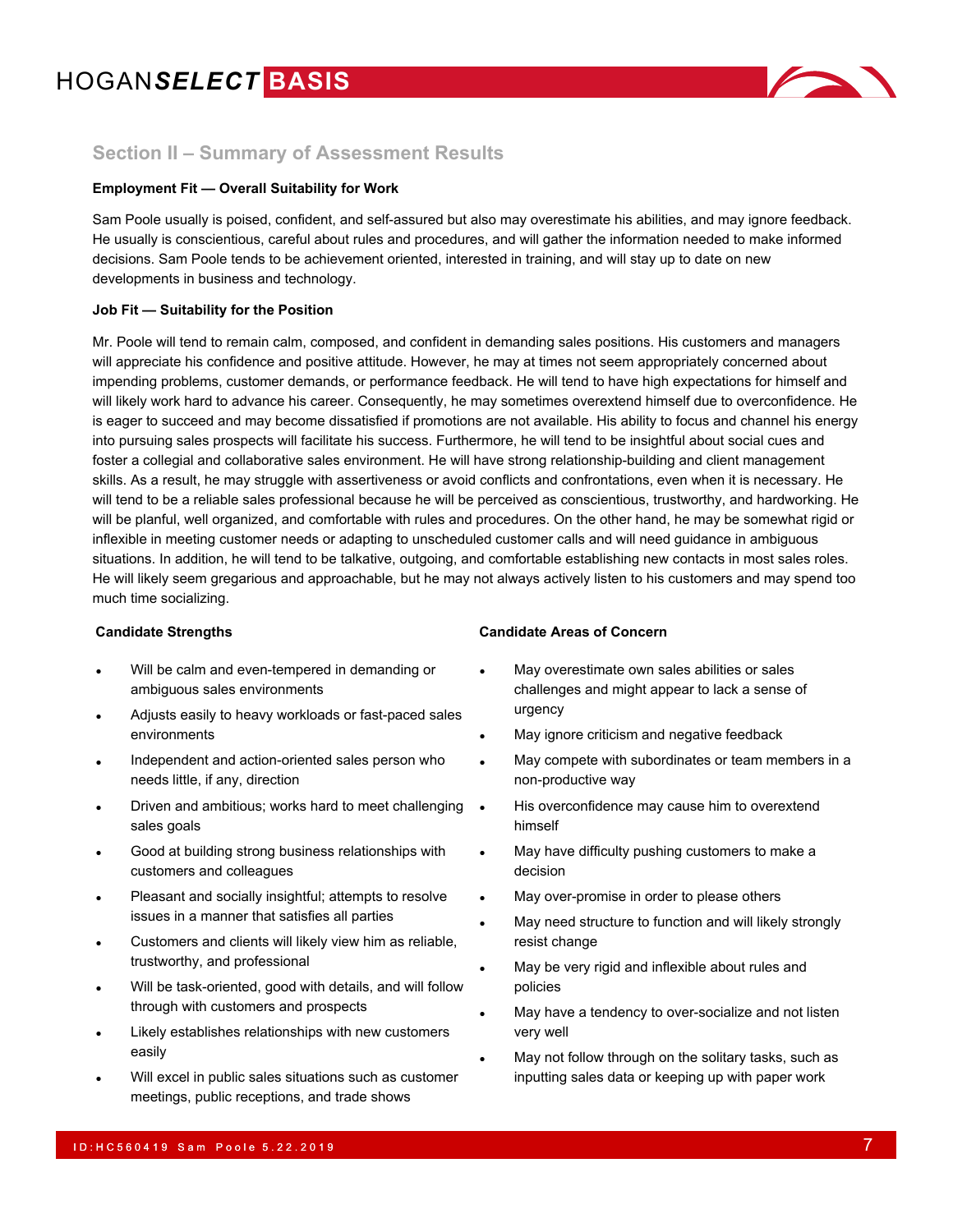## Section II – Summary of Assessment Results

**Employment Fit — Overall Suitability for Work**

Sam Poole usually is poised, confident, and self-assured but also may overestimate his abilities, and may ignore feedback. He usually is conscientious, careful about rules and procedures, and will gather the information needed to make informed decisions. Sam Poole tends to be achievement oriented, interested in training, and will stay up to date on new developments in business and technology.

**Job Fit — Suitability for the Position**

Mr. Poole will tend to remain calm, composed, and confident in demanding sales positions. His customers and managers will appreciate his confidence and positive attitude. However, he may at times not seem appropriately concerned about impending problems, customer demands, or performance feedback. He will tend to have high expectations for himself and will likely work hard to advance his career. Consequently, he may sometimes overextend himself due to overconfidence. He is eager to succeed and may become dissatisfied if promotions are not available. His ability to focus and channel his energy into pursuing sales prospects will facilitate his success. Furthermore, he will tend to be insightful about social cues and foster a collegial and collaborative sales environment. He will have strong relationship-building and client management skills. As a result, he may struggle with assertiveness or avoid conflicts and confrontations, even when it is necessary. He will tend to be a reliable sales professional because he will be perceived as conscientious, trustworthy, and hardworking. He will be planful, well organized, and comfortable with rules and procedures. On the other hand, he may be somewhat rigid or inflexible in meeting customer needs or adapting to unscheduled customer calls and will need guidance in ambiguous situations. In addition, he will tend to be talkative, outgoing, and comfortable establishing new contacts in most sales roles. He will likely seem gregarious and approachable, but he may not always actively listen to his customers and may spend too much time socializing.

**Candidate Strengths**

- Will be calm and even-tempered in demanding or ambiguous sales environments
- Adjusts easily to heavy workloads or fast-paced sales environments
- Independent and action-oriented sales person who needs little, if any, direction
- Driven and ambitious; works hard to meet challenging sales goals
- Good at building strong business relationships with customers and colleagues
- Pleasant and socially insightful; attempts to resolve issues in a manner that satisfies all parties
- Customers and clients will likely view him as reliable, trustworthy, and professional
- Will be task-oriented, good with details, and will follow through with customers and prospects
- Likely establishes relationships with new customers easily
- Will excel in public sales situations such as customer meetings, public receptions, and trade shows

**Candidate Areas of Concern**

- May overestimate own sales abilities or sales challenges and might appear to lack a sense of urgency
- May ignore criticism and negative feedback
- May compete with subordinates or team members in a non-productive way
- His overconfidence may cause him to overextend himself
- May have difficulty pushing customers to make a decision
- May over-promise in order to please others
- May need structure to function and will likely strongly resist change
- May be very rigid and inflexible about rules and policies
- May have a tendency to over-socialize and not listen very well
- May not follow through on the solitary tasks, such as inputting sales data or keeping up with paper work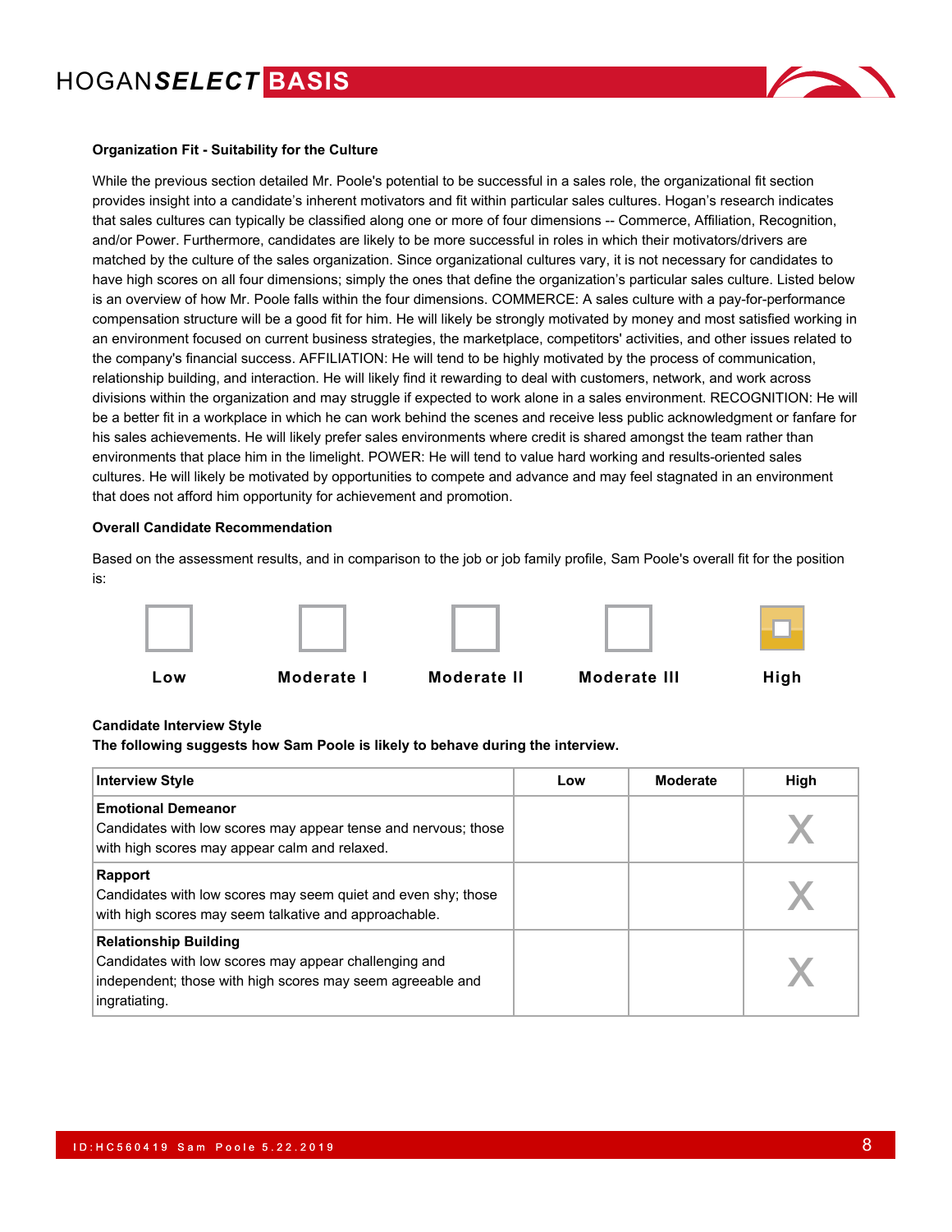**Organization Fit - Suitability for the Culture**

While the previous section detailed Mr. Poole's potential to be successful in a sales role, the organizational fit section provides insight into a candidate's inherent motivators and fit within particular sales cultures. Hogan's research indicates that sales cultures can typically be classified along one or more of four dimensions -- Commerce, Affiliation, Recognition, and/or Power. Furthermore, candidates are likely to be more successful in roles in which their motivators/drivers are matched by the culture of the sales organization. Since organizational cultures vary, it is not necessary for candidates to have high scores on all four dimensions; simply the ones that define the organization's particular sales culture. Listed below is an overview of how Mr. Poole falls within the four dimensions. COMMERCE: A sales culture with a pay-for-performance compensation structure will be a good fit for him. He will likely be strongly motivated by money and most satisfied working in an environment focused on current business strategies, the marketplace, competitors' activities, and other issues related to the company's financial success. AFFILIATION: He will tend to be highly motivated by the process of communication, relationship building, and interaction. He will likely find it rewarding to deal with customers, network, and work across divisions within the organization and may struggle if expected to work alone in a sales environment. RECOGNITION: He will be a better fit in a workplace in which he can work behind the scenes and receive less public acknowledgment or fanfare for his sales achievements. He will likely prefer sales environments where credit is shared amongst the team rather than environments that place him in the limelight. POWER: He will tend to value hard working and results-oriented sales cultures. He will likely be motivated by opportunities to compete and advance and may feel stagnated in an environment that does not afford him opportunity for achievement and promotion.

**Overall Candidate Recommendation**

Based on the assessment results, and in comparison to the job or job family profile, Sam Poole's overall fit for the position is:

| Low | Moderate I | Moderate II | Moderate III | High |
|---|---|---|---|---|
| | | | | ■ |

**Candidate Interview Style**
**The following suggests how Sam Poole is likely to behave during the interview.**

| Interview Style | Low | Moderate | High |
|---|---|---|---|
| **Emotional Demeanor**<br>Candidates with low scores may appear tense and nervous; those with high scores may appear calm and relaxed. | | | X |
| **Rapport**<br>Candidates with low scores may seem quiet and even shy; those with high scores may seem talkative and approachable. | | | X |
| **Relationship Building**<br>Candidates with low scores may appear challenging and independent; those with high scores may seem agreeable and ingratiating. | | | X |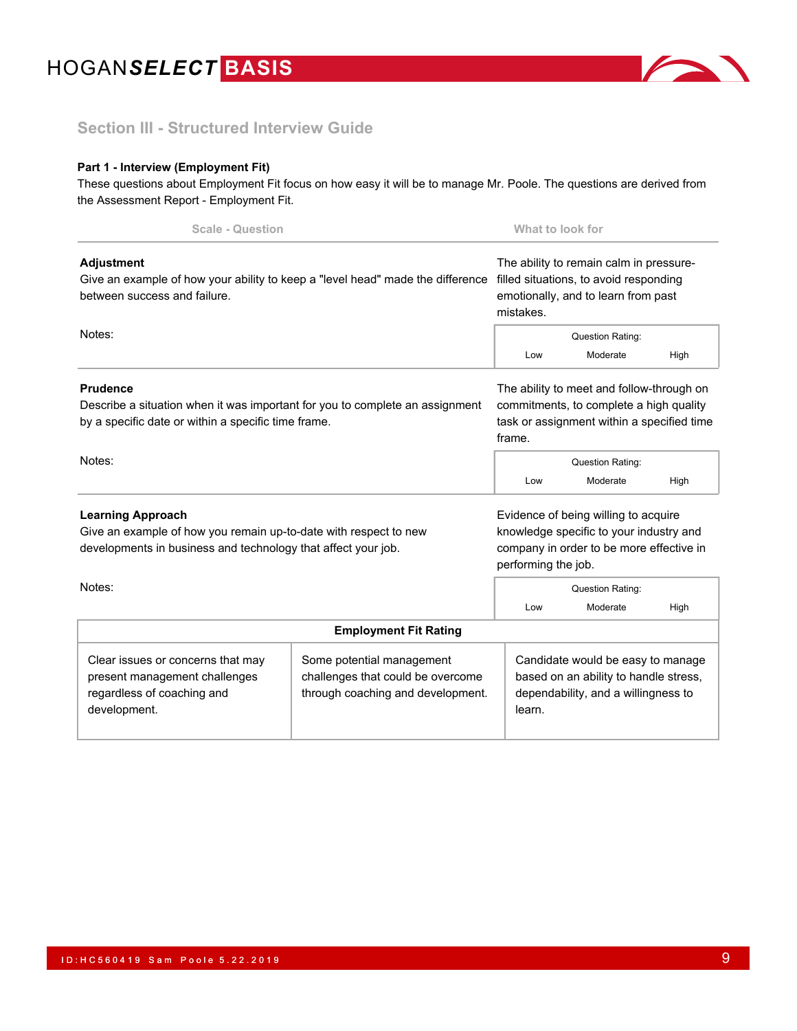## Section III - Structured Interview Guide

**Part 1 - Interview (Employment Fit)**

These questions about Employment Fit focus on how easy it will be to manage Mr. Poole. The questions are derived from the Assessment Report - Employment Fit.

| Scale - Question | What to look for |
|---|---|
| **Adjustment**<br>Give an example of how your ability to keep a "level head" made the difference between success and failure.<br><br>Notes: | The ability to remain calm in pressure-filled situations, to avoid responding emotionally, and to learn from past mistakes.<br><br>Question Rating: Low / Moderate / High |
| **Prudence**<br>Describe a situation when it was important for you to complete an assignment by a specific date or within a specific time frame.<br><br>Notes: | The ability to meet and follow-through on commitments, to complete a high quality task or assignment within a specified time frame.<br><br>Question Rating: Low / Moderate / High |
| **Learning Approach**<br>Give an example of how you remain up-to-date with respect to new developments in business and technology that affect your job.<br><br>Notes: | Evidence of being willing to acquire knowledge specific to your industry and company in order to be more effective in performing the job.<br><br>Question Rating: Low / Moderate / High |

| Employment Fit Rating | | |
|---|---|---|
| Clear issues or concerns that may present management challenges regardless of coaching and development. | Some potential management challenges that could be overcome through coaching and development. | Candidate would be easy to manage based on an ability to handle stress, dependability, and a willingness to learn. |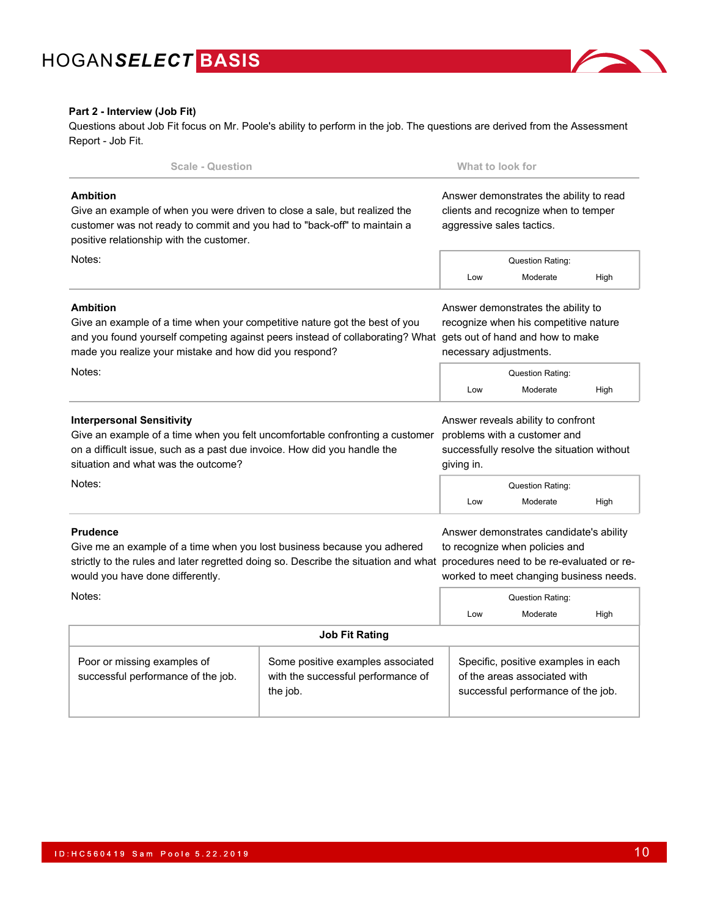**Part 2 - Interview (Job Fit)**

Questions about Job Fit focus on Mr. Poole's ability to perform in the job. The questions are derived from the Assessment Report - Job Fit.

| Scale - Question | What to look for |
|---|---|
| **Ambition**<br>Give an example of when you were driven to close a sale, but realized the customer was not ready to commit and you had to "back-off" to maintain a positive relationship with the customer.<br><br>Notes: | Answer demonstrates the ability to read clients and recognize when to temper aggressive sales tactics.<br><br>Question Rating:<br>Low Moderate High |
| **Ambition**<br>Give an example of a time when your competitive nature got the best of you and you found yourself competing against peers instead of collaborating? What made you realize your mistake and how did you respond?<br><br>Notes: | Answer demonstrates the ability to recognize when his competitive nature gets out of hand and how to make necessary adjustments.<br><br>Question Rating:<br>Low Moderate High |
| **Interpersonal Sensitivity**<br>Give an example of a time when you felt uncomfortable confronting a customer on a difficult issue, such as a past due invoice. How did you handle the situation and what was the outcome?<br><br>Notes: | Answer reveals ability to confront problems with a customer and successfully resolve the situation without giving in.<br><br>Question Rating:<br>Low Moderate High |
| **Prudence**<br>Give me an example of a time when you lost business because you adhered strictly to the rules and later regretted doing so. Describe the situation and what would you have done differently.<br><br>Notes: | Answer demonstrates candidate's ability to recognize when policies and procedures need to be re-evaluated or re-worked to meet changing business needs.<br><br>Question Rating:<br>Low Moderate High |

| Job Fit Rating | | |
|---|---|---|
| Poor or missing examples of successful performance of the job. | Some positive examples associated with the successful performance of the job. | Specific, positive examples in each of the areas associated with successful performance of the job. |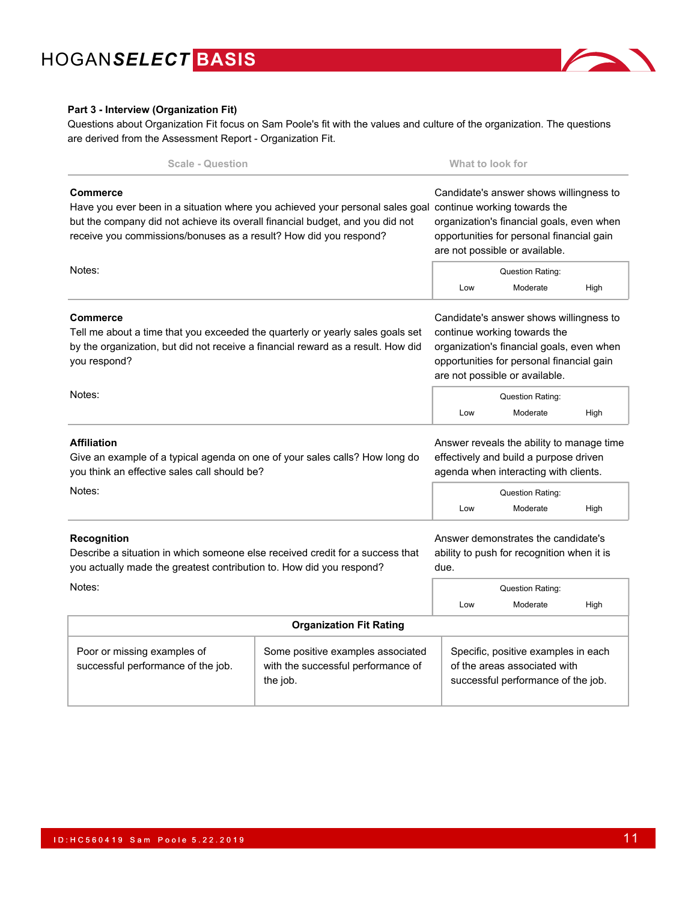**Part 3 - Interview (Organization Fit)**

Questions about Organization Fit focus on Sam Poole's fit with the values and culture of the organization. The questions are derived from the Assessment Report - Organization Fit.

| Scale - Question | What to look for |
|---|---|
| **Commerce**<br>Have you ever been in a situation where you achieved your personal sales goal but the company did not achieve its overall financial budget, and you did not receive you commissions/bonuses as a result? How did you respond?<br><br>Notes: | Candidate's answer shows willingness to continue working towards the organization's financial goals, even when opportunities for personal financial gain are not possible or available.<br><br>Question Rating: Low / Moderate / High |
| **Commerce**<br>Tell me about a time that you exceeded the quarterly or yearly sales goals set by the organization, but did not receive a financial reward as a result. How did you respond?<br><br>Notes: | Candidate's answer shows willingness to continue working towards the organization's financial goals, even when opportunities for personal financial gain are not possible or available.<br><br>Question Rating: Low / Moderate / High |
| **Affiliation**<br>Give an example of a typical agenda on one of your sales calls? How long do you think an effective sales call should be?<br><br>Notes: | Answer reveals the ability to manage time effectively and build a purpose driven agenda when interacting with clients.<br><br>Question Rating: Low / Moderate / High |
| **Recognition**<br>Describe a situation in which someone else received credit for a success that you actually made the greatest contribution to. How did you respond?<br><br>Notes: | Answer demonstrates the candidate's ability to push for recognition when it is due.<br><br>Question Rating: Low / Moderate / High |

| Organization Fit Rating | | |
|---|---|---|
| Poor or missing examples of successful performance of the job. | Some positive examples associated with the successful performance of the job. | Specific, positive examples in each of the areas associated with successful performance of the job. |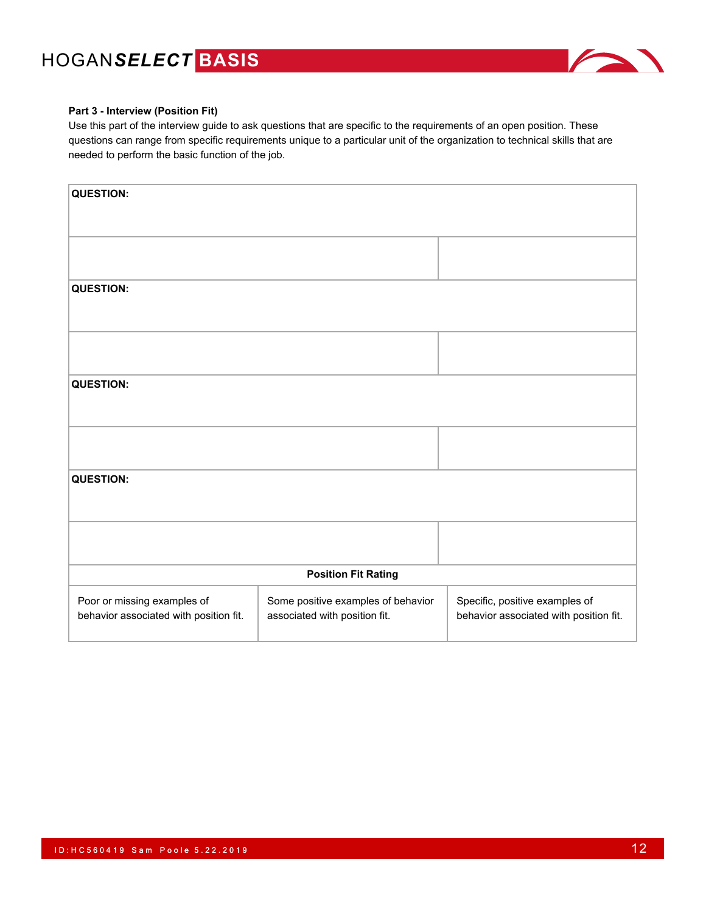**Part 3 - Interview (Position Fit)**

Use this part of the interview guide to ask questions that are specific to the requirements of an open position. These questions can range from specific requirements unique to a particular unit of the organization to technical skills that are needed to perform the basic function of the job.

| **QUESTION:** | |
|---|---|
| | |
| **QUESTION:** | |
| | |
| **QUESTION:** | |
| | |
| **QUESTION:** | |
| | |

| **Position Fit Rating** | | |
|---|---|---|
| Poor or missing examples of behavior associated with position fit. | Some positive examples of behavior associated with position fit. | Specific, positive examples of behavior associated with position fit. |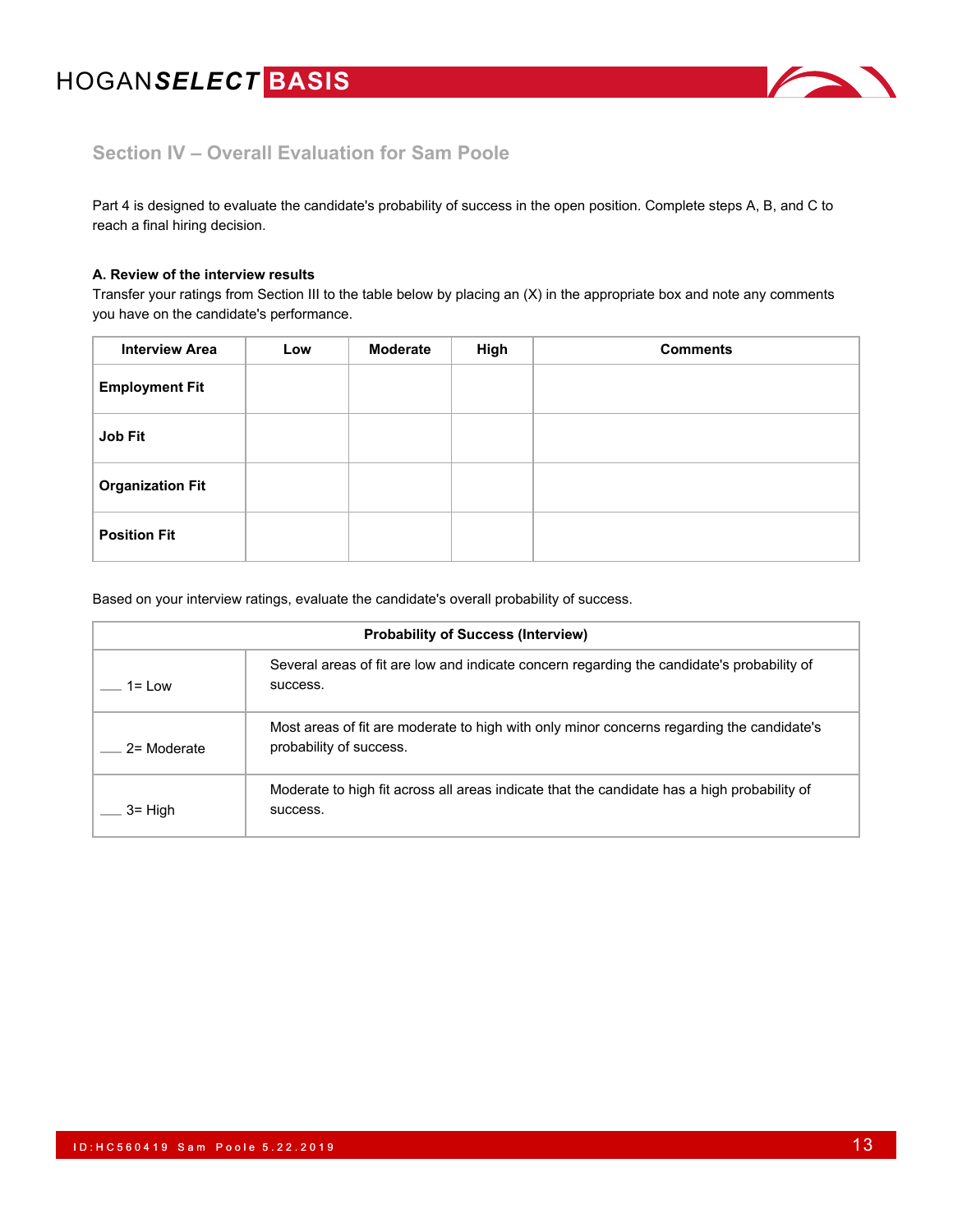## Section IV – Overall Evaluation for Sam Poole

Part 4 is designed to evaluate the candidate's probability of success in the open position. Complete steps A, B, and C to reach a final hiring decision.

**A. Review of the interview results**

Transfer your ratings from Section III to the table below by placing an (X) in the appropriate box and note any comments you have on the candidate's performance.

| Interview Area | Low | Moderate | High | Comments |
|---|---|---|---|---|
| **Employment Fit** | | | | |
| **Job Fit** | | | | |
| **Organization Fit** | | | | |
| **Position Fit** | | | | |

Based on your interview ratings, evaluate the candidate's overall probability of success.

| **Probability of Success (Interview)** | |
|---|---|
| ___ 1= Low | Several areas of fit are low and indicate concern regarding the candidate's probability of success. |
| ___ 2= Moderate | Most areas of fit are moderate to high with only minor concerns regarding the candidate's probability of success. |
| ___ 3= High | Moderate to high fit across all areas indicate that the candidate has a high probability of success. |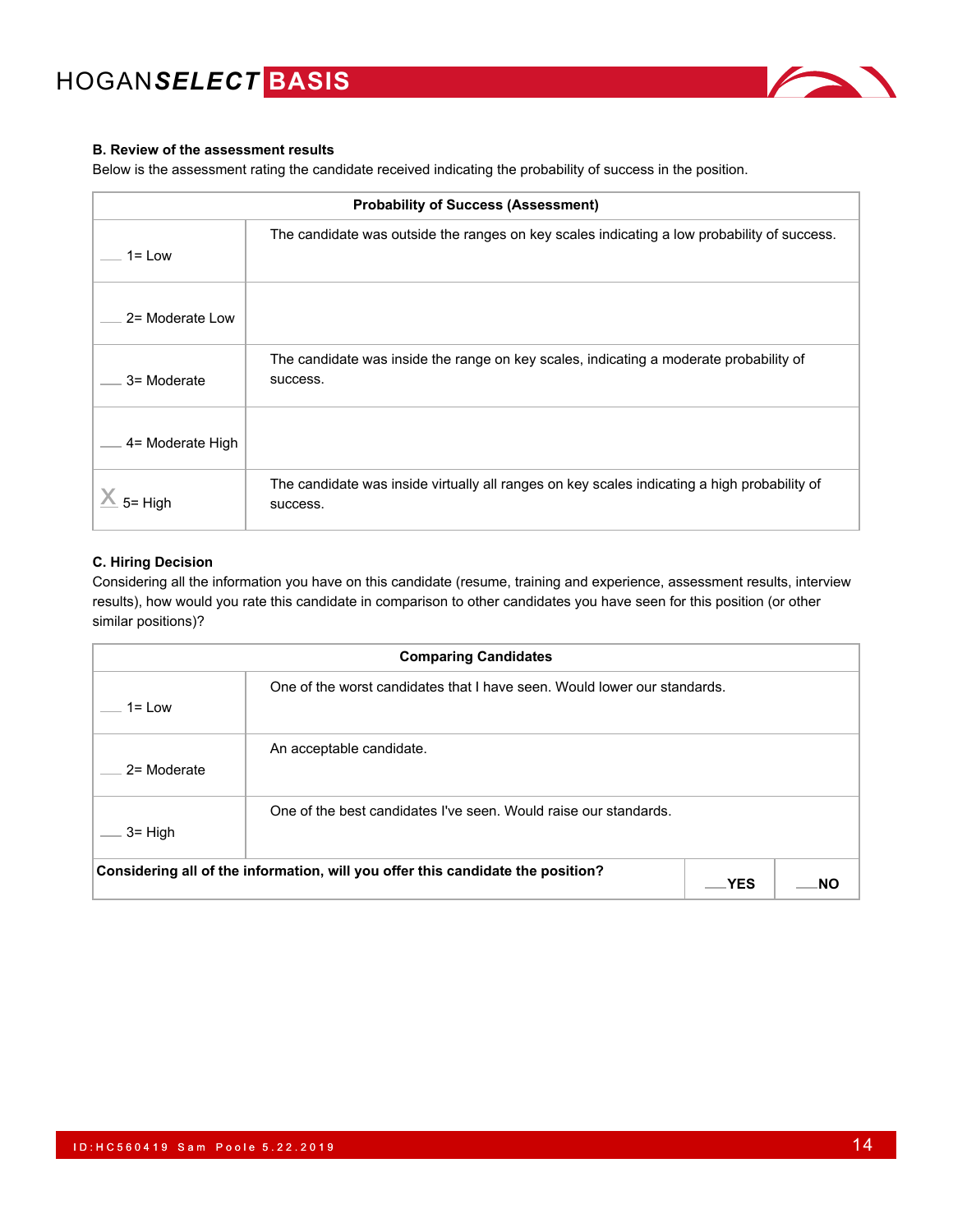**B. Review of the assessment results**

Below is the assessment rating the candidate received indicating the probability of success in the position.

| Probability of Success (Assessment) | |
|---|---|
| ___ 1= Low | The candidate was outside the ranges on key scales indicating a low probability of success. |
| ___ 2= Moderate Low | |
| ___ 3= Moderate | The candidate was inside the range on key scales, indicating a moderate probability of success. |
| ___ 4= Moderate High | |
| X 5= High | The candidate was inside virtually all ranges on key scales indicating a high probability of success. |

**C. Hiring Decision**

Considering all the information you have on this candidate (resume, training and experience, assessment results, interview results), how would you rate this candidate in comparison to other candidates you have seen for this position (or other similar positions)?

| Comparing Candidates | | | |
|---|---|---|---|
| ___ 1= Low | One of the worst candidates that I have seen. Would lower our standards. | | |
| ___ 2= Moderate | An acceptable candidate. | | |
| ___ 3= High | One of the best candidates I've seen. Would raise our standards. | | |
| **Considering all of the information, will you offer this candidate the position?** | | **___YES** | **___NO** |

ID:HC560419 Sam Poole 5.22.2019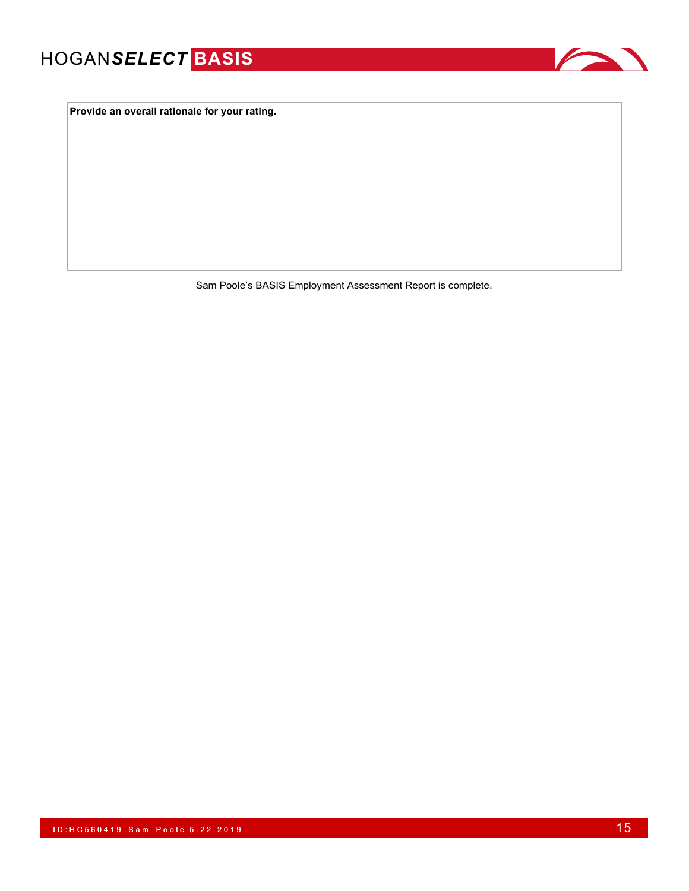| Provide an overall rationale for your rating. |
| --- |
| |

Sam Poole's BASIS Employment Assessment Report is complete.